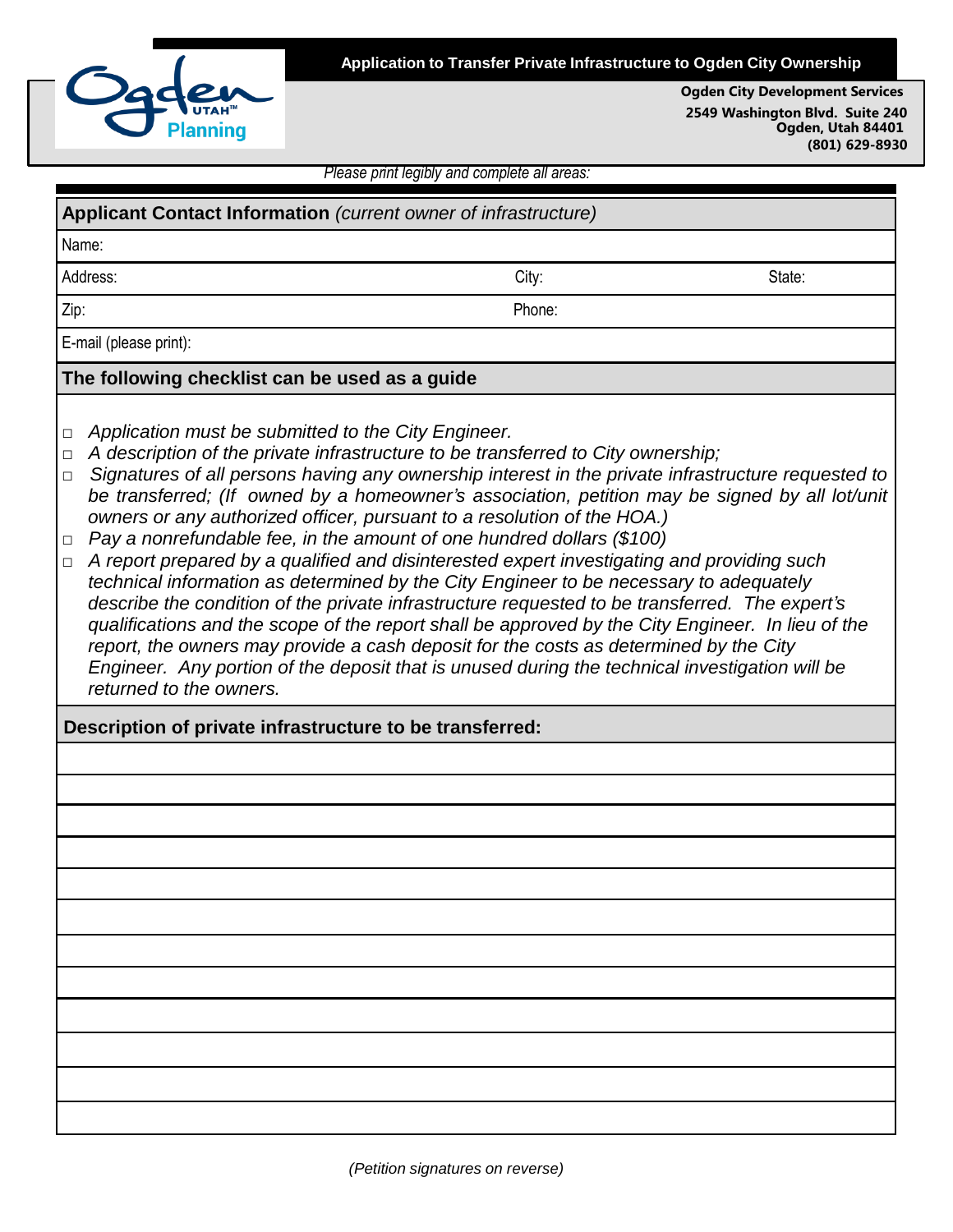# Application to Transfer Private Infrastructure to Ogden City Ownership

**Ogden City Development Services**
**2549 Washington Blvd. Suite 240**
**Ogden, Utah 84401**
**(801) 629-8930**

*Please print legibly and complete all areas:*

## Applicant Contact Information *(current owner of infrastructure)*

Name:

Address: City: State:

Zip: Phone:

E-mail (please print):

## The following checklist can be used as a guide

- ☐ *Application must be submitted to the City Engineer.*
- ☐ *A description of the private infrastructure to be transferred to City ownership;*
- ☐ *Signatures of all persons having any ownership interest in the private infrastructure requested to be transferred; (If owned by a homeowner's association, petition may be signed by all lot/unit owners or any authorized officer, pursuant to a resolution of the HOA.)*
- ☐ *Pay a nonrefundable fee, in the amount of one hundred dollars ($100)*
- ☐ *A report prepared by a qualified and disinterested expert investigating and providing such technical information as determined by the City Engineer to be necessary to adequately describe the condition of the private infrastructure requested to be transferred. The expert's qualifications and the scope of the report shall be approved by the City Engineer. In lieu of the report, the owners may provide a cash deposit for the costs as determined by the City Engineer. Any portion of the deposit that is unused during the technical investigation will be returned to the owners.*

## Description of private infrastructure to be transferred:

*(Petition signatures on reverse)*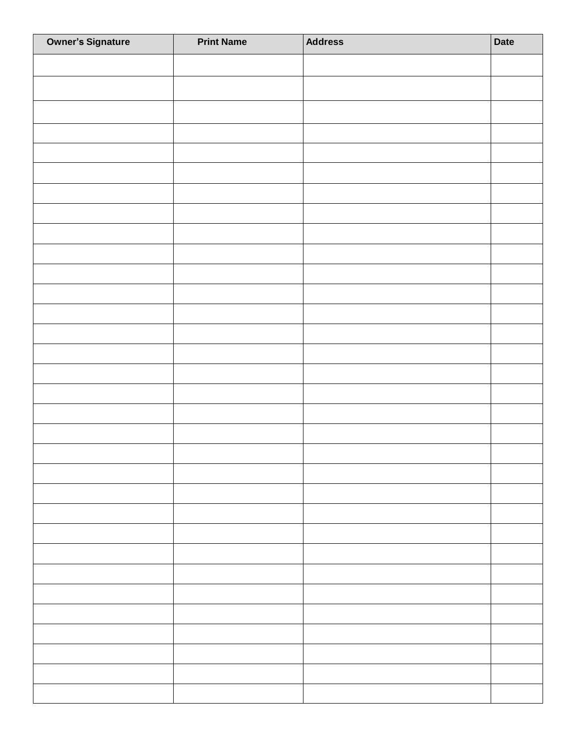| Owner’s Signature | Print Name | Address | Date |
| --- | --- | --- | --- |
| | | | |
| | | | |
| | | | |
| | | | |
| | | | |
| | | | |
| | | | |
| | | | |
| | | | |
| | | | |
| | | | |
| | | | |
| | | | |
| | | | |
| | | | |
| | | | |
| | | | |
| | | | |
| | | | |
| | | | |
| | | | |
| | | | |
| | | | |
| | | | |
| | | | |
| | | | |
| | | | |
| | | | |
| | | | |
| | | | |
| | | | |
| | | | |
| | | | |